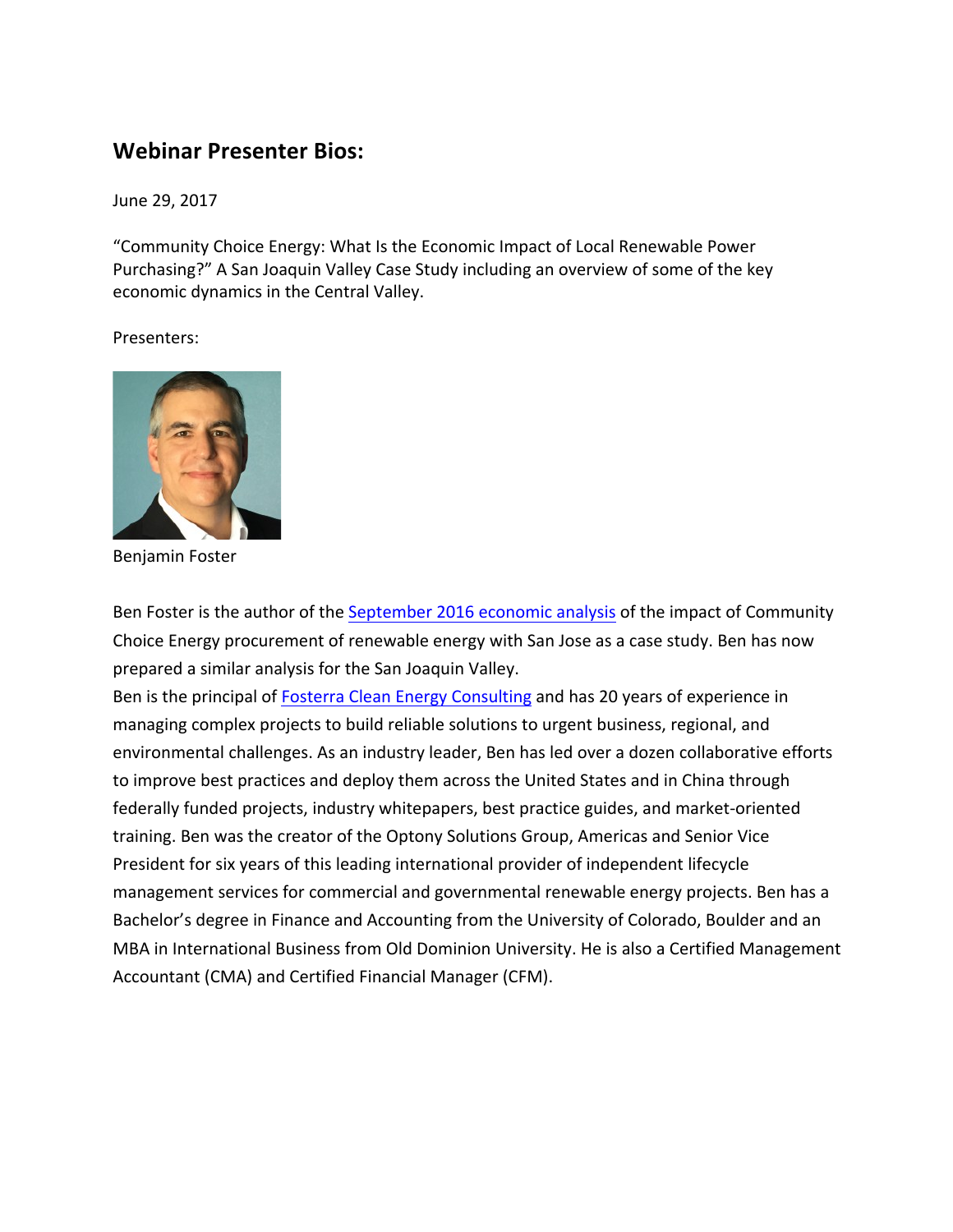## Webinar Presenter Bios:

June 29, 2017

"Community Choice Energy: What Is the Economic Impact of Local Renewable Power Purchasing?" A San Joaquin Valley Case Study including an overview of some of the key economic dynamics in the Central Valley.

Presenters:

Benjamin Foster

Ben Foster is the author of the September 2016 economic analysis of the impact of Community Choice Energy procurement of renewable energy with San Jose as a case study. Ben has now prepared a similar analysis for the San Joaquin Valley.

Ben is the principal of Fosterra Clean Energy Consulting and has 20 years of experience in managing complex projects to build reliable solutions to urgent business, regional, and environmental challenges. As an industry leader, Ben has led over a dozen collaborative efforts to improve best practices and deploy them across the United States and in China through federally funded projects, industry whitepapers, best practice guides, and market-oriented training. Ben was the creator of the Optony Solutions Group, Americas and Senior Vice President for six years of this leading international provider of independent lifecycle management services for commercial and governmental renewable energy projects. Ben has a Bachelor's degree in Finance and Accounting from the University of Colorado, Boulder and an MBA in International Business from Old Dominion University. He is also a Certified Management Accountant (CMA) and Certified Financial Manager (CFM).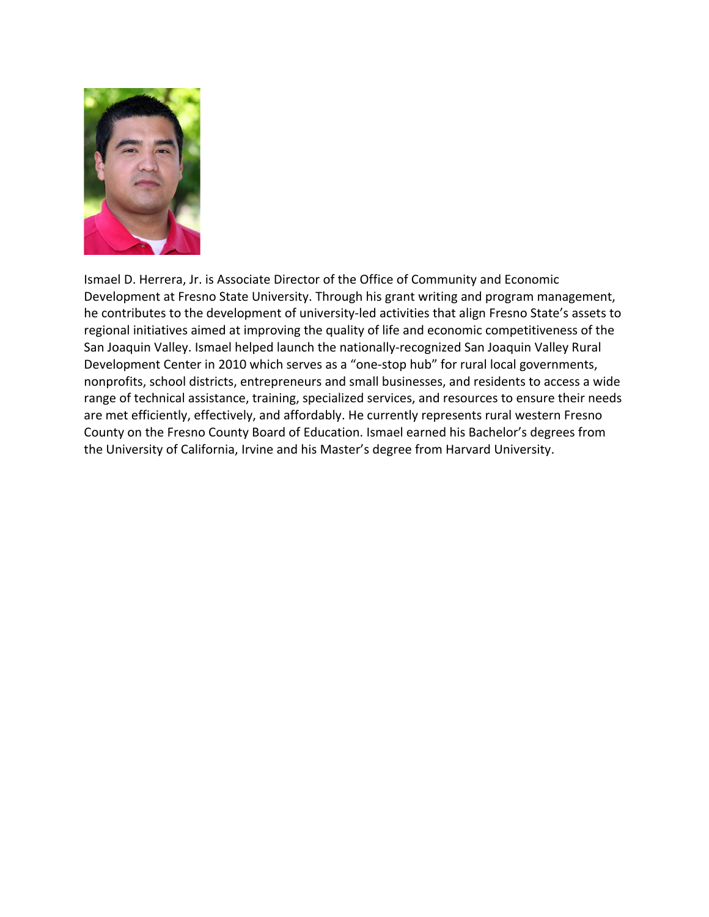Ismael D. Herrera, Jr. is Associate Director of the Office of Community and Economic Development at Fresno State University. Through his grant writing and program management, he contributes to the development of university-led activities that align Fresno State's assets to regional initiatives aimed at improving the quality of life and economic competitiveness of the San Joaquin Valley. Ismael helped launch the nationally-recognized San Joaquin Valley Rural Development Center in 2010 which serves as a "one-stop hub" for rural local governments, nonprofits, school districts, entrepreneurs and small businesses, and residents to access a wide range of technical assistance, training, specialized services, and resources to ensure their needs are met efficiently, effectively, and affordably. He currently represents rural western Fresno County on the Fresno County Board of Education. Ismael earned his Bachelor's degrees from the University of California, Irvine and his Master's degree from Harvard University.